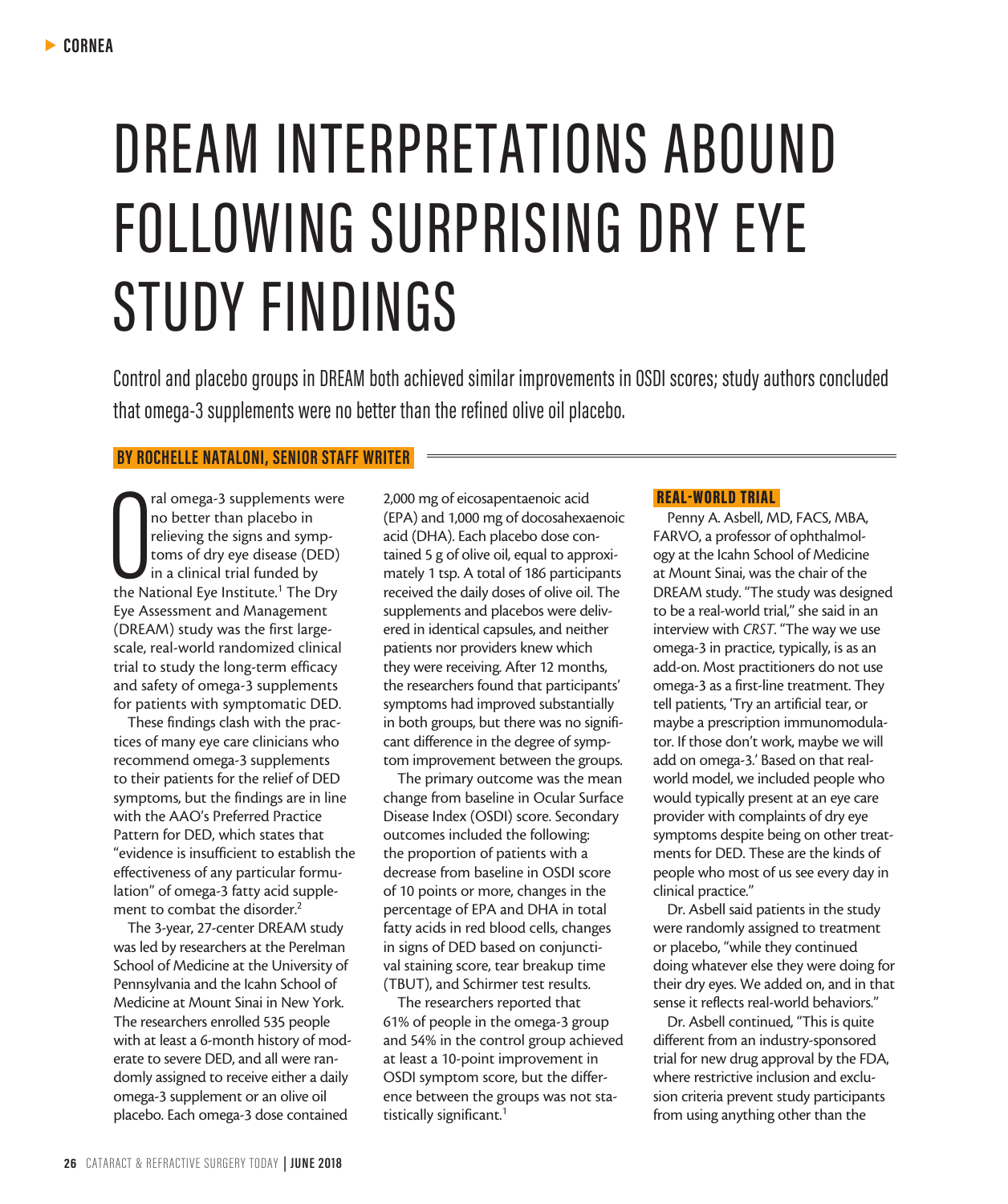CORNEA

# DREAM INTERPRETATIONS ABOUND FOLLOWING SURPRISING DRY EYE STUDY FINDINGS

Control and placebo groups in DREAM both achieved similar improvements in OSDI scores; study authors concluded that omega-3 supplements were no better than the refined olive oil placebo.

**BY ROCHELLE NATALONI, SENIOR STAFF WRITER**

Oral omega-3 supplements were no better than placebo in relieving the signs and symptoms of dry eye disease (DED) in a clinical trial funded by the National Eye Institute.[1] The Dry Eye Assessment and Management (DREAM) study was the first large-scale, real-world randomized clinical trial to study the long-term efficacy and safety of omega-3 supplements for patients with symptomatic DED.

These findings clash with the practices of many eye care clinicians who recommend omega-3 supplements to their patients for the relief of DED symptoms, but the findings are in line with the AAO's Preferred Practice Pattern for DED, which states that "evidence is insufficient to establish the effectiveness of any particular formulation" of omega-3 fatty acid supplement to combat the disorder.[2]

The 3-year, 27-center DREAM study was led by researchers at the Perelman School of Medicine at the University of Pennsylvania and the Icahn School of Medicine at Mount Sinai in New York. The researchers enrolled 535 people with at least a 6-month history of moderate to severe DED, and all were randomly assigned to receive either a daily omega-3 supplement or an olive oil placebo. Each omega-3 dose contained 2,000 mg of eicosapentaenoic acid (EPA) and 1,000 mg of docosahexaenoic acid (DHA). Each placebo dose contained 5 g of olive oil, equal to approximately 1 tsp. A total of 186 participants received the daily doses of olive oil. The supplements and placebos were delivered in identical capsules, and neither patients nor providers knew which they were receiving. After 12 months, the researchers found that participants' symptoms had improved substantially in both groups, but there was no significant difference in the degree of symptom improvement between the groups.

The primary outcome was the mean change from baseline in Ocular Surface Disease Index (OSDI) score. Secondary outcomes included the following: the proportion of patients with a decrease from baseline in OSDI score of 10 points or more, changes in the percentage of EPA and DHA in total fatty acids in red blood cells, changes in signs of DED based on conjunctival staining score, tear breakup time (TBUT), and Schirmer test results.

The researchers reported that 61% of people in the omega-3 group and 54% in the control group achieved at least a 10-point improvement in OSDI symptom score, but the difference between the groups was not statistically significant.[1]

## REAL-WORLD TRIAL

Penny A. Asbell, MD, FACS, MBA, FARVO, a professor of ophthalmology at the Icahn School of Medicine at Mount Sinai, was the chair of the DREAM study. "The study was designed to be a real-world trial," she said in an interview with *CRST*. "The way we use omega-3 in practice, typically, is as an add-on. Most practitioners do not use omega-3 as a first-line treatment. They tell patients, 'Try an artificial tear, or maybe a prescription immunomodulator. If those don't work, maybe we will add on omega-3.' Based on that real-world model, we included people who would typically present at an eye care provider with complaints of dry eye symptoms despite being on other treatments for DED. These are the kinds of people who most of us see every day in clinical practice."

Dr. Asbell said patients in the study were randomly assigned to treatment or placebo, "while they continued doing whatever else they were doing for their dry eyes. We added on, and in that sense it reflects real-world behaviors."

Dr. Asbell continued, "This is quite different from an industry-sponsored trial for new drug approval by the FDA, where restrictive inclusion and exclusion criteria prevent study participants from using anything other than the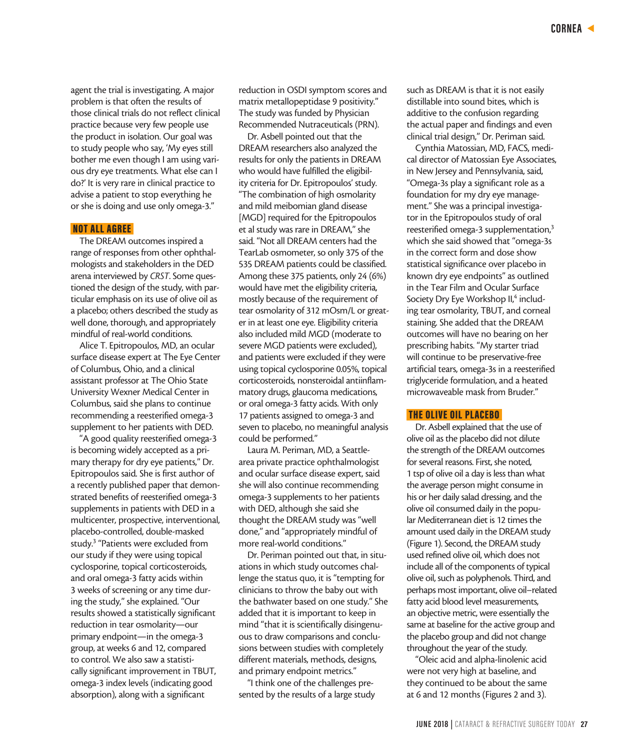agent the trial is investigating. A major problem is that often the results of those clinical trials do not reflect clinical practice because very few people use the product in isolation. Our goal was to study people who say, 'My eyes still bother me even though I am using various dry eye treatments. What else can I do?' It is very rare in clinical practice to advise a patient to stop everything he or she is doing and use only omega-3."

## NOT ALL AGREE

The DREAM outcomes inspired a range of responses from other ophthalmologists and stakeholders in the DED arena interviewed by *CRST*. Some questioned the design of the study, with particular emphasis on its use of olive oil as a placebo; others described the study as well done, thorough, and appropriately mindful of real-world conditions.

Alice T. Epitropoulos, MD, an ocular surface disease expert at The Eye Center of Columbus, Ohio, and a clinical assistant professor at The Ohio State University Wexner Medical Center in Columbus, said she plans to continue recommending a reesterified omega-3 supplement to her patients with DED.

"A good quality reesterified omega-3 is becoming widely accepted as a primary therapy for dry eye patients," Dr. Epitropoulos said. She is first author of a recently published paper that demonstrated benefits of reesterified omega-3 supplements in patients with DED in a multicenter, prospective, interventional, placebo-controlled, double-masked study.[3] "Patients were excluded from our study if they were using topical cyclosporine, topical corticosteroids, and oral omega-3 fatty acids within 3 weeks of screening or any time during the study," she explained. "Our results showed a statistically significant reduction in tear osmolarity—our primary endpoint—in the omega-3 group, at weeks 6 and 12, compared to control. We also saw a statistically significant improvement in TBUT, omega-3 index levels (indicating good absorption), along with a significant reduction in OSDI symptom scores and matrix metallopeptidase 9 positivity." The study was funded by Physician Recommended Nutraceuticals (PRN).

Dr. Asbell pointed out that the DREAM researchers also analyzed the results for only the patients in DREAM who would have fulfilled the eligibility criteria for Dr. Epitropoulos' study. "The combination of high osmolarity and mild meibomian gland disease [MGD] required for the Epitropoulos et al study was rare in DREAM," she said. "Not all DREAM centers had the TearLab osmometer, so only 375 of the 535 DREAM patients could be classified. Among these 375 patients, only 24 (6%) would have met the eligibility criteria, mostly because of the requirement of tear osmolarity of 312 mOsm/L or greater in at least one eye. Eligibility criteria also included mild MGD (moderate to severe MGD patients were excluded), and patients were excluded if they were using topical cyclosporine 0.05%, topical corticosteroids, nonsteroidal antiinflammatory drugs, glaucoma medications, or oral omega-3 fatty acids. With only 17 patients assigned to omega-3 and seven to placebo, no meaningful analysis could be performed."

Laura M. Periman, MD, a Seattle-area private practice ophthalmologist and ocular surface disease expert, said she will also continue recommending omega-3 supplements to her patients with DED, although she said she thought the DREAM study was "well done," and "appropriately mindful of more real-world conditions."

Dr. Periman pointed out that, in situations in which study outcomes challenge the status quo, it is "tempting for clinicians to throw the baby out with the bathwater based on one study." She added that it is important to keep in mind "that it is scientifically disingenuous to draw comparisons and conclusions between studies with completely different materials, methods, designs, and primary endpoint metrics."

"I think one of the challenges presented by the results of a large study such as DREAM is that it is not easily distillable into sound bites, which is additive to the confusion regarding the actual paper and findings and even clinical trial design," Dr. Periman said.

Cynthia Matossian, MD, FACS, medical director of Matossian Eye Associates, in New Jersey and Pennsylvania, said, "Omega-3s play a significant role as a foundation for my dry eye management." She was a principal investigator in the Epitropoulos study of oral reesterified omega-3 supplementation,[3] which she said showed that "omega-3s in the correct form and dose show statistical significance over placebo in known dry eye endpoints" as outlined in the Tear Film and Ocular Surface Society Dry Eye Workshop II,[4] including tear osmolarity, TBUT, and corneal staining. She added that the DREAM outcomes will have no bearing on her prescribing habits. "My starter triad will continue to be preservative-free artificial tears, omega-3s in a reesterified triglyceride formulation, and a heated microwaveable mask from Bruder."

## THE OLIVE OIL PLACEBO

Dr. Asbell explained that the use of olive oil as the placebo did not dilute the strength of the DREAM outcomes for several reasons. First, she noted, 1 tsp of olive oil a day is less than what the average person might consume in his or her daily salad dressing, and the olive oil consumed daily in the popular Mediterranean diet is 12 times the amount used daily in the DREAM study (Figure 1). Second, the DREAM study used refined olive oil, which does not include all of the components of typical olive oil, such as polyphenols. Third, and perhaps most important, olive oil–related fatty acid blood level measurements, an objective metric, were essentially the same at baseline for the active group and the placebo group and did not change throughout the year of the study.

"Oleic acid and alpha-linolenic acid were not very high at baseline, and they continued to be about the same at 6 and 12 months (Figures 2 and 3).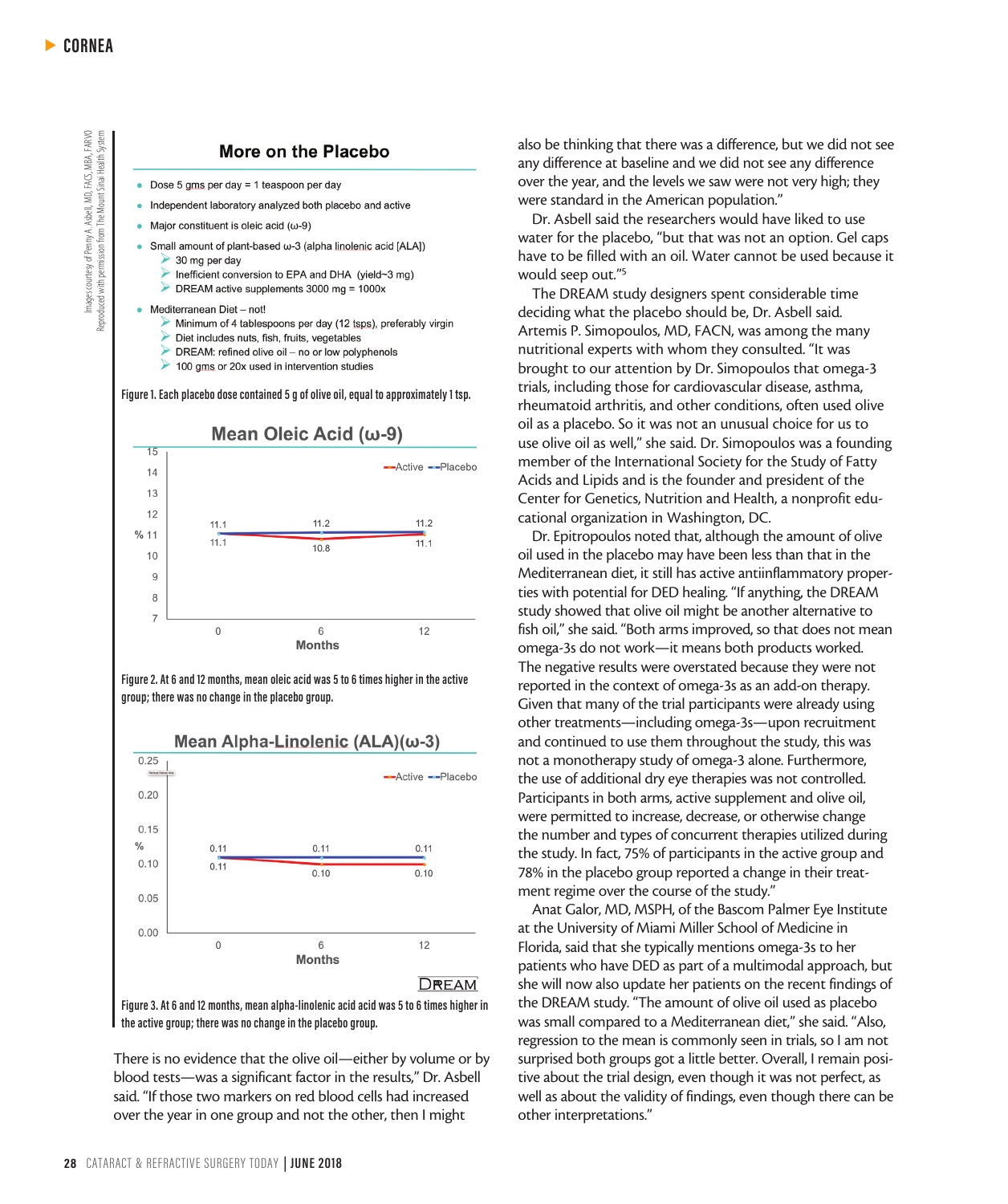## More on the Placebo

- Dose 5 gms per day = 1 teaspoon per day
- Independent laboratory analyzed both placebo and active
- Major constituent is oleic acid (ω-9)
- Small amount of plant-based ω-3 (alpha linolenic acid [ALA])
  - 30 mg per day
  - Inefficient conversion to EPA and DHA (yield~3 mg)
  - DREAM active supplements 3000 mg = 1000x
- Mediterranean Diet – not!
  - Minimum of 4 tablespoons per day (12 tsps), preferably virgin
  - Diet includes nuts, fish, fruits, vegetables
  - DREAM: refined olive oil – no or low polyphenols
  - 100 gms or 20x used in intervention studies

Figure 1. Each placebo dose contained 5 g of olive oil, equal to approximately 1 tsp.

**Mean Oleic Acid (ω-9)**

| Months | Active (%) | Placebo (%) |
|---|---|---|
| 0 | 11.1 | 11.1 |
| 6 | 10.8 | 11.2 |
| 12 | 11.1 | 11.2 |

Figure 2. At 6 and 12 months, mean oleic acid was 5 to 6 times higher in the active group; there was no change in the placebo group.

**Mean Alpha-Linolenic (ALA)(ω-3)**

| Months | Active (%) | Placebo (%) |
|---|---|---|
| 0 | 0.11 | 0.11 |
| 6 | 0.10 | 0.11 |
| 12 | 0.10 | 0.11 |

DREAM

Figure 3. At 6 and 12 months, mean alpha-linolenic acid acid was 5 to 6 times higher in the active group; there was no change in the placebo group.

Images courtesy of Penny A. Asbell, MD, FACS, MBA, FARVO
Reproduced with permission from The Mount Sinai Health System

There is no evidence that the olive oil—either by volume or by blood tests—was a significant factor in the results," Dr. Asbell said. "If those two markers on red blood cells had increased over the year in one group and not the other, then I might also be thinking that there was a difference, but we did not see any difference at baseline and we did not see any difference over the year, and the levels we saw were not very high; they were standard in the American population."

Dr. Asbell said the researchers would have liked to use water for the placebo, "but that was not an option. Gel caps have to be filled with an oil. Water cannot be used because it would seep out."[5]

The DREAM study designers spent considerable time deciding what the placebo should be, Dr. Asbell said. Artemis P. Simopoulos, MD, FACN, was among the many nutritional experts with whom they consulted. "It was brought to our attention by Dr. Simopoulos that omega-3 trials, including those for cardiovascular disease, asthma, rheumatoid arthritis, and other conditions, often used olive oil as a placebo. So it was not an unusual choice for us to use olive oil as well," she said. Dr. Simopoulos was a founding member of the International Society for the Study of Fatty Acids and Lipids and is the founder and president of the Center for Genetics, Nutrition and Health, a nonprofit educational organization in Washington, DC.

Dr. Epitropoulos noted that, although the amount of olive oil used in the placebo may have been less than that in the Mediterranean diet, it still has active antiinflammatory properties with potential for DED healing. "If anything, the DREAM study showed that olive oil might be another alternative to fish oil," she said. "Both arms improved, so that does not mean omega-3s do not work—it means both products worked. The negative results were overstated because they were not reported in the context of omega-3s as an add-on therapy. Given that many of the trial participants were already using other treatments—including omega-3s—upon recruitment and continued to use them throughout the study, this was not a monotherapy study of omega-3 alone. Furthermore, the use of additional dry eye therapies was not controlled. Participants in both arms, active supplement and olive oil, were permitted to increase, decrease, or otherwise change the number and types of concurrent therapies utilized during the study. In fact, 75% of participants in the active group and 78% in the placebo group reported a change in their treatment regime over the course of the study."

Anat Galor, MD, MSPH, of the Bascom Palmer Eye Institute at the University of Miami Miller School of Medicine in Florida, said that she typically mentions omega-3s to her patients who have DED as part of a multimodal approach, but she will now also update her patients on the recent findings of the DREAM study. "The amount of olive oil used as placebo was small compared to a Mediterranean diet," she said. "Also, regression to the mean is commonly seen in trials, so I am not surprised both groups got a little better. Overall, I remain positive about the trial design, even though it was not perfect, as well as about the validity of findings, even though there can be other interpretations."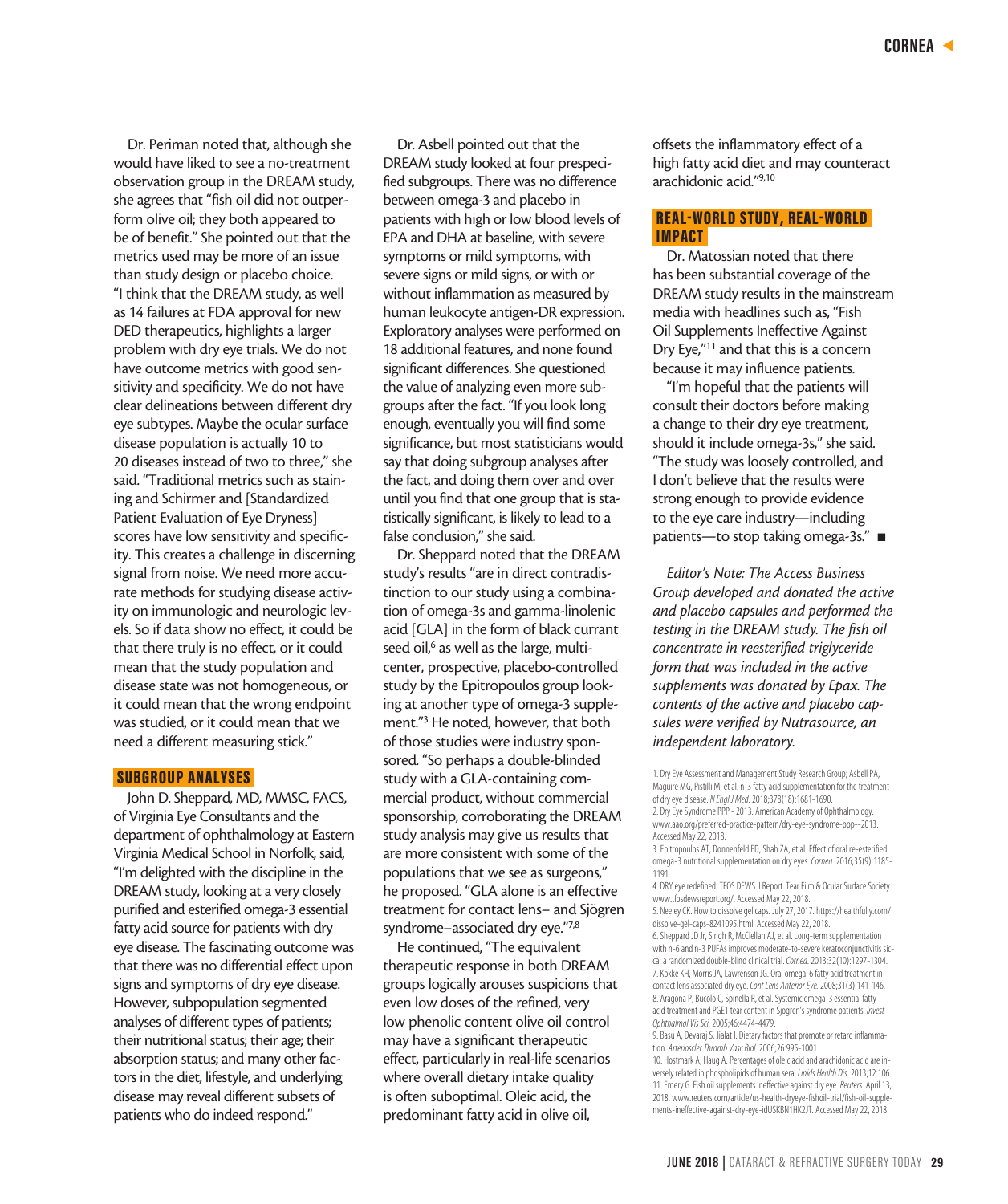Dr. Periman noted that, although she would have liked to see a no-treatment observation group in the DREAM study, she agrees that "fish oil did not outperform olive oil; they both appeared to be of benefit." She pointed out that the metrics used may be more of an issue than study design or placebo choice. "I think that the DREAM study, as well as 14 failures at FDA approval for new DED therapeutics, highlights a larger problem with dry eye trials. We do not have outcome metrics with good sensitivity and specificity. We do not have clear delineations between different dry eye subtypes. Maybe the ocular surface disease population is actually 10 to 20 diseases instead of two to three," she said. "Traditional metrics such as staining and Schirmer and [Standardized Patient Evaluation of Eye Dryness] scores have low sensitivity and specificity. This creates a challenge in discerning signal from noise. We need more accurate methods for studying disease activity on immunologic and neurologic levels. So if data show no effect, it could be that there truly is no effect, or it could mean that the study population and disease state was not homogeneous, or it could mean that the wrong endpoint was studied, or it could mean that we need a different measuring stick."

## SUBGROUP ANALYSES

John D. Sheppard, MD, MMSC, FACS, of Virginia Eye Consultants and the department of ophthalmology at Eastern Virginia Medical School in Norfolk, said, "I'm delighted with the discipline in the DREAM study, looking at a very closely purified and esterified omega-3 essential fatty acid source for patients with dry eye disease. The fascinating outcome was that there was no differential effect upon signs and symptoms of dry eye disease. However, subpopulation segmented analyses of different types of patients; their nutritional status; their age; their absorption status; and many other factors in the diet, lifestyle, and underlying disease may reveal different subsets of patients who do indeed respond."

Dr. Asbell pointed out that the DREAM study looked at four prespecified subgroups. There was no difference between omega-3 and placebo in patients with high or low blood levels of EPA and DHA at baseline, with severe symptoms or mild symptoms, with severe signs or mild signs, or with or without inflammation as measured by human leukocyte antigen-DR expression. Exploratory analyses were performed on 18 additional features, and none found significant differences. She questioned the value of analyzing even more subgroups after the fact. "If you look long enough, eventually you will find some significance, but most statisticians would say that doing subgroup analyses after the fact, and doing them over and over until you find that one group that is statistically significant, is likely to lead to a false conclusion," she said.

Dr. Sheppard noted that the DREAM study's results "are in direct contradistinction to our study using a combination of omega-3s and gamma-linolenic acid [GLA] in the form of black currant seed oil,[6] as well as the large, multicenter, prospective, placebo-controlled study by the Epitropoulos group looking at another type of omega-3 supplement."[3] He noted, however, that both of those studies were industry sponsored. "So perhaps a double-blinded study with a GLA-containing commercial product, without commercial sponsorship, corroborating the DREAM study analysis may give us results that are more consistent with some of the populations that we see as surgeons," he proposed. "GLA alone is an effective treatment for contact lens– and Sjögren syndrome–associated dry eye."[7,8]

He continued, "The equivalent therapeutic response in both DREAM groups logically arouses suspicions that even low doses of the refined, very low phenolic content olive oil control may have a significant therapeutic effect, particularly in real-life scenarios where overall dietary intake quality is often suboptimal. Oleic acid, the predominant fatty acid in olive oil, offsets the inflammatory effect of a high fatty acid diet and may counteract arachidonic acid."[9,10]

## REAL-WORLD STUDY, REAL-WORLD IMPACT

Dr. Matossian noted that there has been substantial coverage of the DREAM study results in the mainstream media with headlines such as, "Fish Oil Supplements Ineffective Against Dry Eye,"[11] and that this is a concern because it may influence patients.

"I'm hopeful that the patients will consult their doctors before making a change to their dry eye treatment, should it include omega-3s," she said. "The study was loosely controlled, and I don't believe that the results were strong enough to provide evidence to the eye care industry—including patients—to stop taking omega-3s." ■

*Editor's Note: The Access Business Group developed and donated the active and placebo capsules and performed the testing in the DREAM study. The fish oil concentrate in reesterified triglyceride form that was included in the active supplements was donated by Epax. The contents of the active and placebo capsules were verified by Nutrasource, an independent laboratory.*

1. Dry Eye Assessment and Management Study Research Group; Asbell PA, Maguire MG, Pistilli M, et al. n-3 fatty acid supplementation for the treatment of dry eye disease. *N Engl J Med.* 2018;378(18):1681-1690.
2. Dry Eye Syndrome PPP - 2013. American Academy of Ophthalmology. www.aao.org/preferred-practice-pattern/dry-eye-syndrome-ppp--2013. Accessed May 22, 2018.
3. Epitropoulos AT, Donnenfeld ED, Shah ZA, et al. Effect of oral re-esterified omega-3 nutritional supplementation on dry eyes. *Cornea.* 2016;35(9):1185-1191.
4. DRY eye redefined: TFOS DEWS II Report. Tear Film & Ocular Surface Society. www.tfosdewsreport.org/. Accessed May 22, 2018.
5. Neeley CK. How to dissolve gel caps. July 27, 2017. https://healthfully.com/dissolve-gel-caps-8241095.html. Accessed May 22, 2018.
6. Sheppard JD Jr, Singh R, McClellan AJ, et al. Long-term supplementation with n-6 and n-3 PUFAs improves moderate-to-severe keratoconjunctivitis sicca: a randomized double-blind clinical trial. *Cornea.* 2013;32(10):1297-1304.
7. Kokke KH, Morris JA, Lawrenson JG. Oral omega-6 fatty acid treatment in contact lens associated dry eye. *Cont Lens Anterior Eye.* 2008;31(3):141-146.
8. Aragona P, Bucolo C, Spinella R, et al. Systemic omega-6 essential fatty acid treatment and PGE1 tear content in Sjogren's syndrome patients. *Invest Ophthalmol Vis Sci.* 2005;46:4474-4479.
9. Basu A, Devaraj S, Jialat I. Dietary factors that promote or retard inflammation. *Arterioscler Thromb Vasc Biol.* 2006;26:995-1001.
10. Hostmark A, Haug A. Percentages of oleic acid and arachidonic acid are inversely related in phospholipids of human sera. *Lipids Health Dis.* 2013;12:106.
11. Emery G. Fish oil supplements ineffective against dry eye. *Reuters.* April 13, 2018. www.reuters.com/article/us-health-dryeye-fishoil-trial/fish-oil-supplements-ineffective-against-dry-eye-idUSKBN1HK2JT. Accessed May 22, 2018.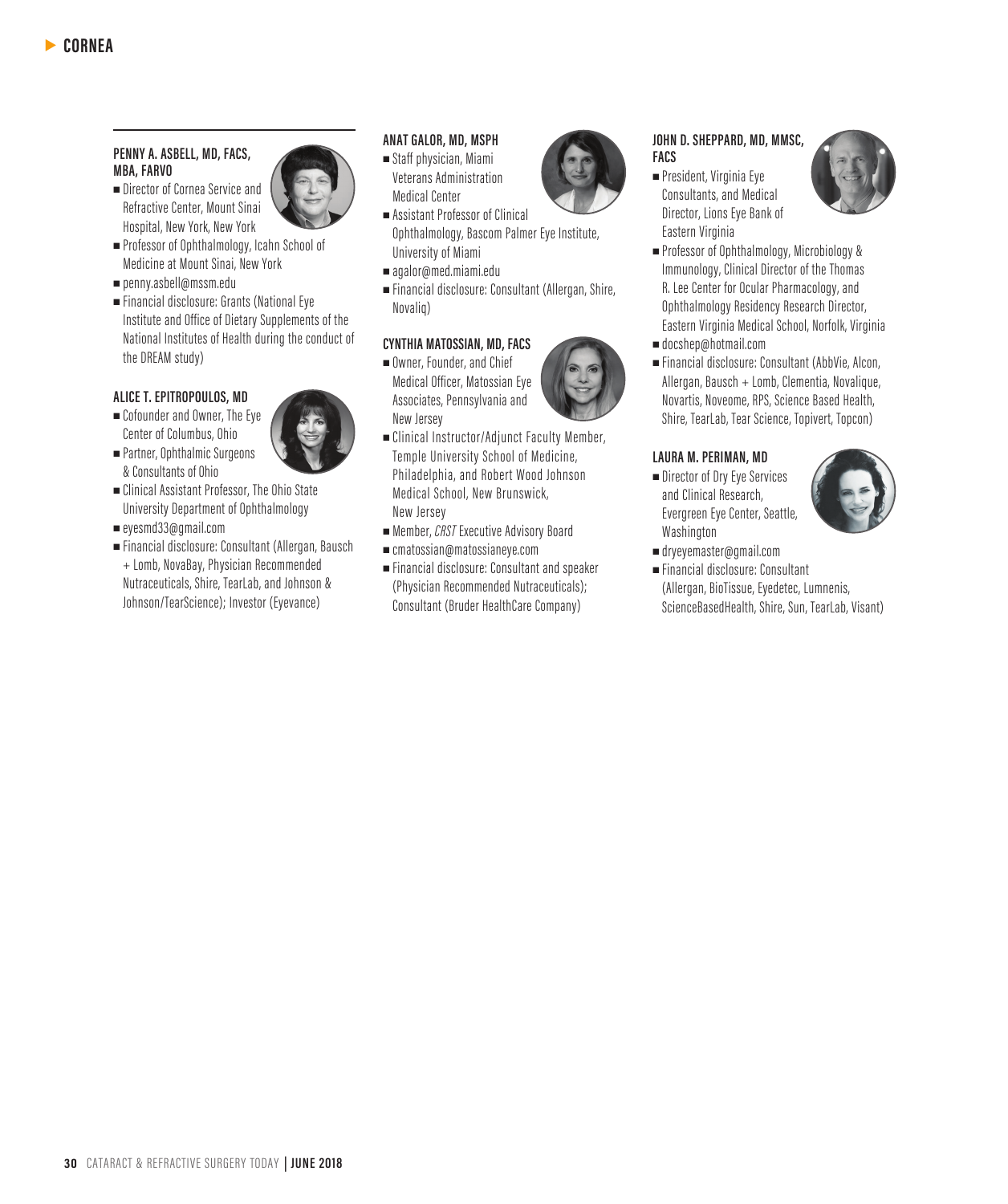#### PENNY A. ASBELL, MD, FACS, MBA, FARVO

- Director of Cornea Service and Refractive Center, Mount Sinai Hospital, New York, New York
- Professor of Ophthalmology, Icahn School of Medicine at Mount Sinai, New York
- penny.asbell@mssm.edu
- Financial disclosure: Grants (National Eye Institute and Office of Dietary Supplements of the National Institutes of Health during the conduct of the DREAM study)

#### ALICE T. EPITROPOULOS, MD

- Cofounder and Owner, The Eye Center of Columbus, Ohio
- Partner, Ophthalmic Surgeons & Consultants of Ohio
- Clinical Assistant Professor, The Ohio State University Department of Ophthalmology
- eyesmd33@gmail.com
- Financial disclosure: Consultant (Allergan, Bausch + Lomb, NovaBay, Physician Recommended Nutraceuticals, Shire, TearLab, and Johnson & Johnson/TearScience); Investor (Eyevance)

#### ANAT GALOR, MD, MSPH

- Staff physician, Miami Veterans Administration Medical Center
- Assistant Professor of Clinical Ophthalmology, Bascom Palmer Eye Institute, University of Miami
- agalor@med.miami.edu
- Financial disclosure: Consultant (Allergan, Shire, Novaliq)

#### CYNTHIA MATOSSIAN, MD, FACS

- Owner, Founder, and Chief Medical Officer, Matossian Eye Associates, Pennsylvania and New Jersey
- Clinical Instructor/Adjunct Faculty Member, Temple University School of Medicine, Philadelphia, and Robert Wood Johnson Medical School, New Brunswick, New Jersey
- Member, *CRST* Executive Advisory Board
- cmatossian@matossianeye.com
- Financial disclosure: Consultant and speaker (Physician Recommended Nutraceuticals); Consultant (Bruder HealthCare Company)

#### JOHN D. SHEPPARD, MD, MMSC, FACS

- President, Virginia Eye Consultants, and Medical Director, Lions Eye Bank of Eastern Virginia
- Professor of Ophthalmology, Microbiology & Immunology, Clinical Director of the Thomas R. Lee Center for Ocular Pharmacology, and Ophthalmology Residency Research Director, Eastern Virginia Medical School, Norfolk, Virginia
- docshep@hotmail.com
- Financial disclosure: Consultant (AbbVie, Alcon, Allergan, Bausch + Lomb, Clementia, Novalique, Novartis, Noveome, RPS, Science Based Health, Shire, TearLab, Tear Science, Topivert, Topcon)

#### LAURA M. PERIMAN, MD

- Director of Dry Eye Services and Clinical Research, Evergreen Eye Center, Seattle, Washington
- dryeyemaster@gmail.com
- Financial disclosure: Consultant (Allergan, BioTissue, Eyedetec, Lumnenis, ScienceBasedHealth, Shire, Sun, TearLab, Visant)